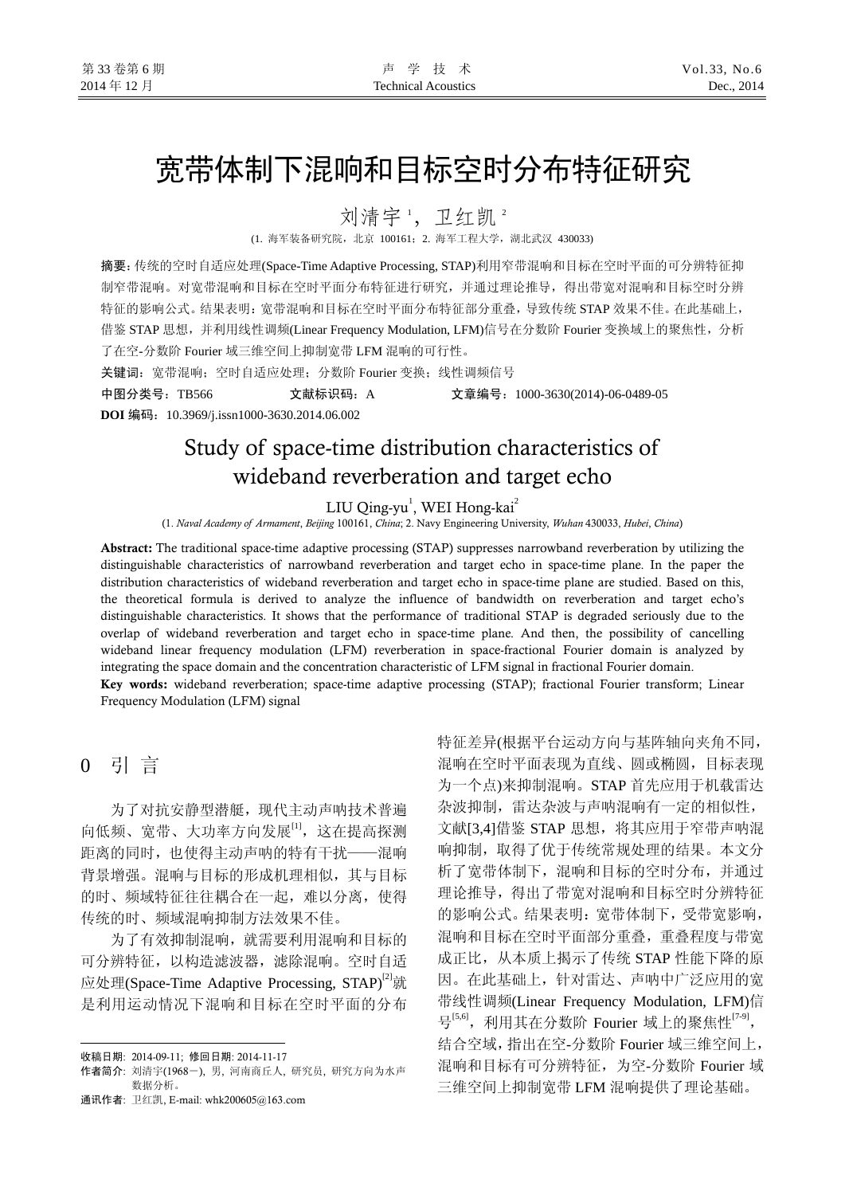# 宽带体制下混响和目标空时分布特征研究

刘清宇[1]，卫红凯[2]

(1. 海军装备研究院，北京 100161；2. 海军工程大学，湖北武汉 430033)

**摘要：**传统的空时自适应处理(Space-Time Adaptive Processing, STAP)利用窄带混响和目标在空时平面的可分辨特征抑制窄带混响。对宽带混响和目标在空时平面分布特征进行研究，并通过理论推导，得出带宽对混响和目标空时分辨特征的影响公式。结果表明：宽带混响和目标在空时平面分布特征部分重叠，导致传统 STAP 效果不佳。在此基础上，借鉴 STAP 思想，并利用线性调频(Linear Frequency Modulation, LFM)信号在分数阶 Fourier 变换域上的聚焦性，分析了在空-分数阶 Fourier 域三维空间上抑制宽带 LFM 混响的可行性。

**关键词：**宽带混响；空时自适应处理；分数阶 Fourier 变换；线性调频信号

**中图分类号：**TB566　　**文献标识码：**A　　**文章编号：**1000-3630(2014)-06-0489-05

**DOI 编码：**10.3969/j.issn1000-3630.2014.06.002

# Study of space-time distribution characteristics of wideband reverberation and target echo

LIU Qing-yu[1], WEI Hong-kai[2]

(1. *Naval Academy of Armament*, *Beijing* 100161, *China*; 2. Navy Engineering University, *Wuhan* 430033, *Hubei*, *China*)

**Abstract:** The traditional space-time adaptive processing (STAP) suppresses narrowband reverberation by utilizing the distinguishable characteristics of narrowband reverberation and target echo in space-time plane. In the paper the distribution characteristics of wideband reverberation and target echo in space-time plane are studied. Based on this, the theoretical formula is derived to analyze the influence of bandwidth on reverberation and target echo's distinguishable characteristics. It shows that the performance of traditional STAP is degraded seriously due to the overlap of wideband reverberation and target echo in space-time plane. And then, the possibility of cancelling wideband linear frequency modulation (LFM) reverberation in space-fractional Fourier domain is analyzed by integrating the space domain and the concentration characteristic of LFM signal in fractional Fourier domain.

**Key words:** wideband reverberation; space-time adaptive processing (STAP); fractional Fourier transform; Linear Frequency Modulation (LFM) signal

## 0 引 言

为了对抗安静型潜艇，现代主动声呐技术普遍向低频、宽带、大功率方向发展[1]，这在提高探测距离的同时，也使得主动声呐的特有干扰——混响背景增强。混响与目标的形成机理相似，其与目标的时、频域特征往往耦合在一起，难以分离，使得传统的时、频域混响抑制方法效果不佳。

为了有效抑制混响，就需要利用混响和目标的可分辨特征，以构造滤波器，滤除混响。空时自适应处理(Space-Time Adaptive Processing, STAP)[2]就是利用运动情况下混响和目标在空时平面的分布特征差异(根据平台运动方向与基阵轴向夹角不同，混响在空时平面表现为直线、圆或椭圆，目标表现为一个点)来抑制混响。STAP 首先应用于机载雷达杂波抑制，雷达杂波与声呐混响有一定的相似性，文献[3,4]借鉴 STAP 思想，将其应用于窄带声呐混响抑制，取得了优于传统常规处理的结果。本文分析了宽带体制下，混响和目标的空时分布，并通过理论推导，得出了带宽对混响和目标空时分辨特征的影响公式。结果表明：宽带体制下，受带宽影响，混响和目标在空时平面部分重叠，重叠程度与带宽成正比，从本质上揭示了传统 STAP 性能下降的原因。在此基础上，针对雷达、声呐中广泛应用的宽带线性调频(Linear Frequency Modulation, LFM)信号[5,6]，利用其在分数阶 Fourier 域上的聚焦性[7-9]，结合空域，指出在空-分数阶 Fourier 域三维空间上，混响和目标有可分辨特征，为空-分数阶 Fourier 域三维空间上抑制宽带 LFM 混响提供了理论基础。

---

收稿日期：2014-09-11；修回日期：2014-11-17

作者简介：刘清宇(1968－)，男，河南商丘人，研究员，研究方向为水声数据分析。

通讯作者：卫红凯，E-mail: whk200605@163.com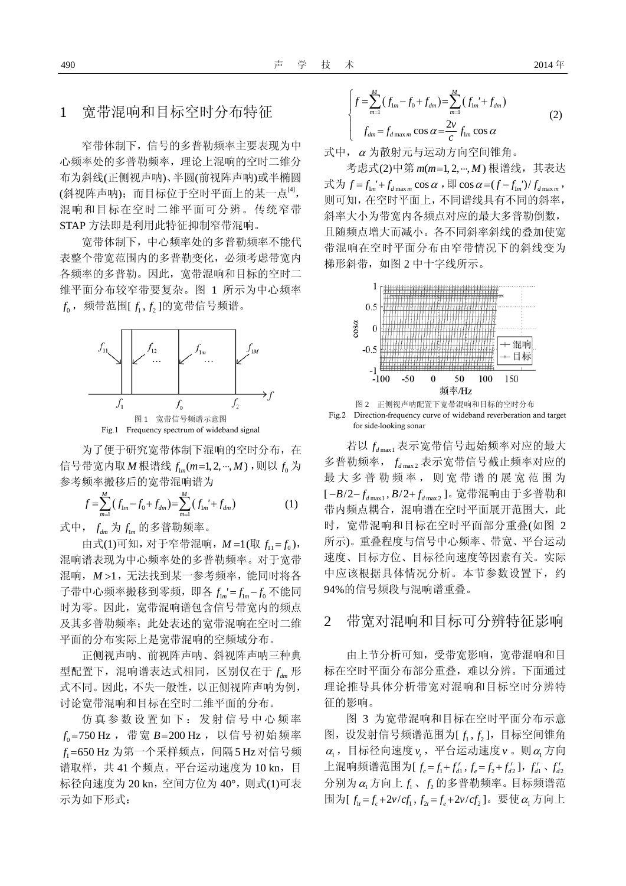## 1 宽带混响和目标空时分布特征

窄带体制下，信号的多普勒频率主要表现为中心频率处的多普勒频率，理论上混响的空时二维分布为斜线(正侧视声呐)、半圆(前视阵声呐)或半椭圆(斜视阵声呐)；而目标位于空时平面上的某一点[4]，混响和目标在空时二维平面可分辨。传统窄带STAP方法即是利用此特征抑制窄带混响。

宽带体制下，中心频率处的多普勒频率不能代表整个带宽范围内的多普勒变化，必须考虑带宽内各频率的多普勒。因此，宽带混响和目标的空时二维平面分布较窄带要复杂。图 1 所示为中心频率 $f_0$，频带范围[ $f_1, f_2$ ]的宽带信号频谱。

图 1 宽带信号频谱示意图

Fig.1 Frequency spectrum of wideband signal

为了便于研究宽带体制下混响的空时分布，在信号带宽内取 $M$ 根谱线 $f_{1m}(m=1,2,\cdots,M)$，则以 $f_0$ 为参考频率搬移后的宽带混响谱为

$$f=\sum_{m=1}^{M}(f_{1m}-f_0+f_{dm})=\sum_{m=1}^{M}(f_{1m}'+f_{dm}) \tag{1}$$

式中，$f_{dm}$ 为 $f_{1m}$ 的多普勒频率。

由式(1)可知，对于窄带混响，$M=1$(取 $f_{11}=f_0$)，混响谱表现为中心频率处的多普勒频率。对于宽带混响，$M>1$，无法找到某一参考频率，能同时将各子带中心频率搬移到零频，即各 $f_{1m}'=f_{1m}-f_0$ 不能同时为零。因此，宽带混响谱包含信号带宽内的频点及其多普勒频率；此处表述的宽带混响在空时二维平面的分布实际上是宽带混响的空频域分布。

正侧视声呐、前视阵声呐、斜视阵声呐三种典型配置下，混响谱表达式相同，区别仅在于 $f_{dm}$ 形式不同。因此，不失一般性，以正侧视阵声呐为例，讨论宽带混响和目标在空时二维平面的分布。

仿真参数设置如下：发射信号中心频率 $f_0$=750 Hz，带宽 $B$=200 Hz，以信号初始频率 $f_1$=650 Hz 为第一个采样频点，间隔 5 Hz 对信号频谱取样，共 41 个频点。平台运动速度为 10 kn，目标径向速度为 20 kn，空间方位为 40°，则式(1)可表示为如下形式：

$$\begin{cases} f=\sum_{m=1}^{M}(f_{1m}-f_0+f_{dm})=\sum_{m=1}^{M}(f_{1m}'+f_{dm}) \\ f_{dm}=f_{d\max m}\cos\alpha=\dfrac{2v}{c}f_{1m}\cos\alpha \end{cases} \tag{2}$$

式中，$\alpha$ 为散射元与运动方向空间锥角。

考虑式(2)中第 $m(m=1,2,\cdots,M)$ 根谱线，其表达式为 $f=f_{1m}'+f_{d\max m}\cos\alpha$，即 $\cos\alpha=(f-f_{1m}')/f_{d\max m}$，则可知，在空时平面上，不同谱线具有不同的斜率，斜率大小为带宽内各频点对应的最大多普勒倒数，且随频点增大而减小。各不同斜率斜线的叠加使宽带混响在空时平面分布由窄带情况下的斜线变为梯形斜带，如图 2 中十字线所示。

图 2 正侧视声呐配置下宽带混响和目标的空时分布

Fig.2 Direction-frequency curve of wideband reverberation and target for side-looking sonar

若以 $f_{d\max1}$ 表示宽带信号起始频率对应的最大多普勒频率，$f_{d\max2}$ 表示宽带信号截止频率对应的最大多普勒频率，则宽带谱的展宽范围为 $[-B/2-f_{d\max1}, B/2+f_{d\max2}]$。宽带混响由于多普勒和带内频点耦合，混响谱在空时平面展开范围大，此时，宽带混响和目标在空时平面部分重叠(如图 2 所示)。重叠程度与信号中心频率、带宽、平台运动速度、目标方位、目标径向速度等因素有关。实际中应该根据具体情况分析。本节参数设置下，约94%的信号频段与混响谱重叠。

## 2 带宽对混响和目标可分辨特征影响

由上节分析可知，受带宽影响，宽带混响和目标在空时平面分布部分重叠，难以分辨。下面通过理论推导具体分析带宽对混响和目标空时分辨特征的影响。

图 3 为宽带混响和目标在空时平面分布示意图，设发射信号频谱范围为[ $f_1, f_2$ ]，目标空间锥角 $\alpha_1$，目标径向速度 $v_t$，平台运动速度 $v$。则 $\alpha_1$ 方向上混响频谱范围为[ $f_c=f_1+f_{d1}^r, f_e=f_2+f_{d2}^r$ ]，$f_{d1}^r$、$f_{d2}^r$ 分别为 $\alpha_1$ 方向上 $f_1$、$f_2$ 的多普勒频率。目标频谱范围为[ $f_{1t}=f_c+2v/cf_1, f_{2t}=f_e+2v/cf_2$ ]。要使 $\alpha_1$ 方向上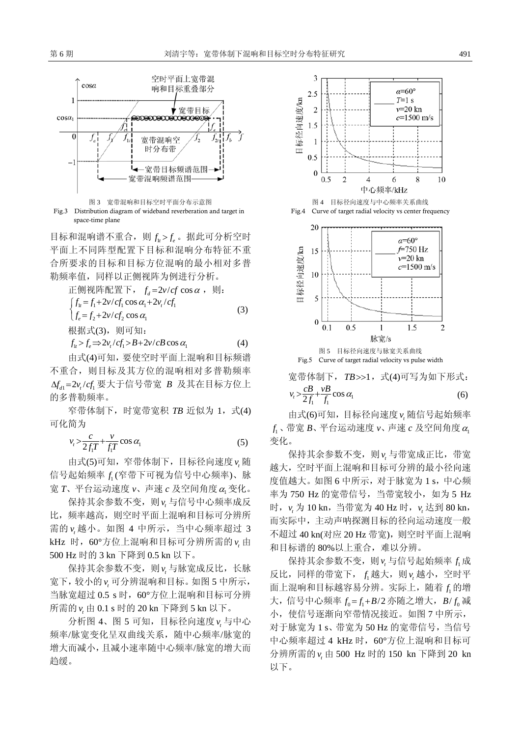图 3　宽带混响和目标空时平面分布示意图

Fig.3　Distribution diagram of wideband reverberation and target in space-time plane

目标和混响谱不重合，则 $f_{1t} > f_e$。据此可分析空时平面上不同阵型配置下目标和混响分布特征不重合所要求的目标和目标方位混响的最小相对多普勒频率值，同样以正侧视阵为例进行分析。

正侧视阵配置下，$f_d = 2v/cf\cos\alpha$，则：

$$\begin{cases} f_{1t} = f_1 + 2v/cf_1\cos\alpha_1 + 2v_t/cf_1 \\ f_e = f_2 + 2v/cf_2\cos\alpha_1 \end{cases} \tag{3}$$

根据式(3)，则可知：

$$f_{1t} > f_e \Rightarrow 2v_t/cf_1 > B + 2v/cB\cos\alpha_1 \tag{4}$$

由式(4)可知，要使空时平面上混响和目标频谱不重合，则目标及其方位的混响相对多普勒频率 $\Delta f_{d1} = 2v_t/cf_1$ 要大于信号带宽 $B$ 及其在目标方位上的多普勒频率。

窄带体制下，时宽带宽积 $TB$ 近似为 1，式(4)可化简为

$$v_t > \frac{c}{2f_1T} + \frac{v}{f_1T}\cos\alpha_1 \tag{5}$$

由式(5)可知，窄带体制下，目标径向速度 $v_t$ 随信号起始频率 $f_1$(窄带下可视为信号中心频率)、脉宽 $T$、平台运动速度 $v$、声速 $c$ 及空间角度 $\alpha_1$ 变化。

保持其余参数不变，则 $v_t$ 与信号中心频率成反比，频率越高，则空时平面上混响和目标可分辨所需的 $v_t$ 越小。如图 4 中所示，当中心频率超过 3 kHz 时，60°方位上混响和目标可分辨所需的 $v_t$ 由 500 Hz 时的 3 kn 下降到 0.5 kn 以下。

保持其余参数不变，则 $v_t$ 与脉宽成反比，长脉宽下，较小的 $v_t$ 可分辨混响和目标。如图 5 中所示，当脉宽超过 0.5 s 时，60°方位上混响和目标可分辨所需的 $v_t$ 由 0.1 s 时的 20 kn 下降到 5 kn 以下。

分析图 4、图 5 可知，目标径向速度 $v_t$ 与中心频率/脉宽变化呈双曲线关系，随中心频率/脉宽的增大而减小，且减小速率随中心频率/脉宽的增大而趋缓。

图 4　目标径向速度与中心频率关系曲线

Fig.4　Curve of target radial velocity vs center frequency

图 5　目标径向速度与脉宽关系曲线

Fig.5　Curve of target radial velocity vs pulse width

宽带体制下，$TB$>>1，式(4)可写为如下形式：

$$v_t > \frac{cB}{2f_1} + \frac{vB}{f_1}\cos\alpha_1 \tag{6}$$

由式(6)可知，目标径向速度 $v_t$ 随信号起始频率 $f_1$、带宽 $B$、平台运动速度 $v$、声速 $c$ 及空间角度 $\alpha_1$ 变化。

保持其余参数不变，则 $v_t$ 与带宽成正比，带宽越大，空时平面上混响和目标可分辨的最小径向速度值越大。如图 6 中所示，对于脉宽为 1 s，中心频率为 750 Hz 的宽带信号，当带宽较小，如为 5 Hz 时，$v_t$ 为 10 kn，当带宽为 40 Hz 时，$v_t$ 达到 80 kn，而实际中，主动声呐探测目标的径向运动速度一般不超过 40 kn(对应 20 Hz 带宽)，则空时平面上混响和目标谱的 80%以上重合，难以分辨。

保持其余参数不变，则 $v_t$ 与信号起始频率 $f_1$ 成反比，同样的带宽下，$f_1$ 越大，则 $v_t$ 越小，空时平面上混响和目标越容易分辨。实际上，随着 $f_1$ 的增大，信号中心频率 $f_0 = f_1 + B/2$ 亦随之增大，$B/f_0$ 减小，使信号逐渐向窄带情况接近。如图 7 中所示，对于脉宽为 1 s、带宽为 50 Hz 的宽带信号，当信号中心频率超过 4 kHz 时，60°方位上混响和目标可分辨所需的 $v_t$ 由 500 Hz 时的 150 kn 下降到 20 kn 以下。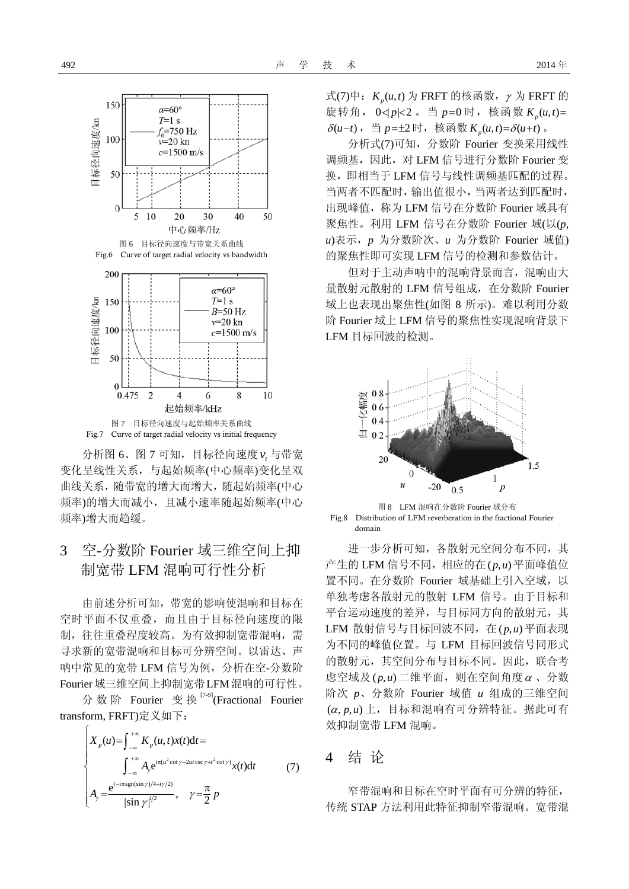图 6　目标径向速度与带宽关系曲线

Fig.6　Curve of target radial velocity vs bandwidth

图 7　目标径向速度与起始频率关系曲线

Fig.7　Curve of target radial velocity vs initial frequency

分析图 6、图 7 可知，目标径向速度$v_t$与带宽变化呈线性关系，与起始频率(中心频率)变化呈双曲线关系，随带宽的增大而增大，随起始频率(中心频率)的增大而减小，且减小速率随起始频率(中心频率)增大而趋缓。

## 3　空-分数阶 Fourier 域三维空间上抑制宽带 LFM 混响可行性分析

由前述分析可知，带宽的影响使混响和目标在空时平面不仅重叠，而且由于目标径向速度的限制，往往重叠程度较高。为有效抑制宽带混响，需寻求新的宽带混响和目标可分辨空间。以雷达、声呐中常见的宽带 LFM 信号为例，分析在空-分数阶 Fourier 域三维空间上抑制宽带 LFM 混响的可行性。

分数阶 Fourier 变换[7-9](Fractional Fourier transform, FRFT)定义如下：

$$
\begin{cases}
X_p(u)=\int_{-\infty}^{+\infty} K_p(u,t)x(t)\mathrm{d}t= \\
\qquad \int_{-\infty}^{+\infty} A_\gamma \mathrm{e}^{\mathrm{i}\pi(u^2\cot\gamma-2ut\csc\gamma+t^2\cot\gamma)}x(t)\mathrm{d}t \\
A_\gamma=\dfrac{\mathrm{e}^{(-\mathrm{i}\pi\,\mathrm{sgn}(\sin\gamma)/4+\mathrm{i}\gamma/2)}}{|\sin\gamma|^{1/2}},\quad \gamma=\dfrac{\pi}{2}p
\end{cases}
\tag{7}
$$

式(7)中：$K_p(u,t)$为 FRFT 的核函数，$\gamma$为 FRFT 的旋转角，$0<|p|<2$。当$p=0$时，核函数$K_p(u,t)=\delta(u-t)$，当$p=\pm 2$时，核函数$K_p(u,t)=\delta(u+t)$。

分析式(7)可知，分数阶 Fourier 变换采用线性调频基，因此，对 LFM 信号进行分数阶 Fourier 变换，即相当于 LFM 信号与线性调频基匹配的过程。当两者不匹配时，输出值很小，当两者达到匹配时，出现峰值，称为 LFM 信号在分数阶 Fourier 域具有聚焦性。利用 LFM 信号在分数阶 Fourier 域(以$(p,u)$表示，$p$为分数阶次、$u$为分数阶 Fourier 域值)的聚焦性即可实现 LFM 信号的检测和参数估计。

但对于主动声呐中的混响背景而言，混响由大量散射元散射的 LFM 信号组成，在分数阶 Fourier 域上也表现出聚焦性(如图 8 所示)。难以利用分数阶 Fourier 域上 LFM 信号的聚焦性实现混响背景下 LFM 目标回波的检测。

图 8　LFM 混响在分数阶 Fourier 域分布

Fig.8　Distribution of LFM reverberation in the fractional Fourier domain

进一步分析可知，各散射元空间分布不同，其产生的 LFM 信号不同，相应的在$(p,u)$平面峰值位置不同。在分数阶 Fourier 域基础上引入空域，以单独考虑各散射元的散射 LFM 信号。由于目标和平台运动速度的差异，与目标同方向的散射元，其 LFM 散射信号与目标回波不同，在$(p,u)$平面表现为不同的峰值位置。与 LFM 目标回波信号同形式的散射元，其空间分布与目标不同。因此，联合考虑空域及$(p,u)$二维平面，则在空间角度$\alpha$、分数阶次$p$、分数阶 Fourier 域值$u$组成的三维空间$(\alpha,p,u)$上，目标和混响有可分辨特征。据此可有效抑制宽带 LFM 混响。

## 4　结 论

窄带混响和目标在空时平面有可分辨的特征，传统 STAP 方法利用此特征抑制窄带混响。宽带混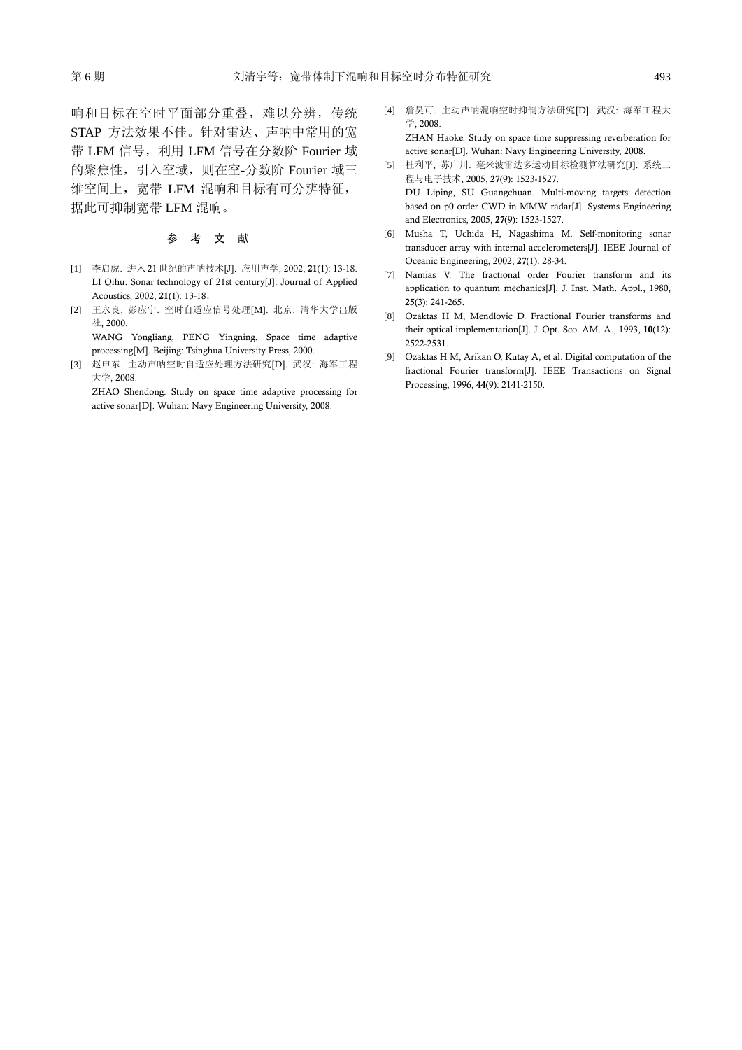响和目标在空时平面部分重叠，难以分辨，传统STAP方法效果不佳。针对雷达、声呐中常用的宽带LFM信号，利用LFM信号在分数阶Fourier域的聚焦性，引入空域，则在空-分数阶Fourier域三维空间上，宽带LFM混响和目标有可分辨特征，据此可抑制宽带LFM混响。

## 参 考 文 献

[1] 李启虎. 进入21世纪的声呐技术[J]. 应用声学, 2002, **21**(1): 13-18.
LI Qihu. Sonar technology of 21st century[J]. Journal of Applied Acoustics, 2002, **21**(1): 13-18.

[2] 王永良, 彭应宁. 空时自适应信号处理[M]. 北京: 清华大学出版社, 2000.
WANG Yongliang, PENG Yingning. Space time adaptive processing[M]. Beijing: Tsinghua University Press, 2000.

[3] 赵申东. 主动声呐空时自适应处理方法研究[D]. 武汉: 海军工程大学, 2008.
ZHAO Shendong. Study on space time adaptive processing for active sonar[D]. Wuhan: Navy Engineering University, 2008.

[4] 詹昊可. 主动声呐混响空时抑制方法研究[D]. 武汉: 海军工程大学, 2008.
ZHAN Haoke. Study on space time suppressing reverberation for active sonar[D]. Wuhan: Navy Engineering University, 2008.

[5] 杜利平, 苏广川. 毫米波雷达多运动目标检测算法研究[J]. 系统工程与电子技术, 2005, **27**(9): 1523-1527.
DU Liping, SU Guangchuan. Multi-moving targets detection based on p0 order CWD in MMW radar[J]. Systems Engineering and Electronics, 2005, **27**(9): 1523-1527.

[6] Musha T, Uchida H, Nagashima M. Self-monitoring sonar transducer array with internal accelerometers[J]. IEEE Journal of Oceanic Engineering, 2002, **27**(1): 28-34.

[7] Namias V. The fractional order Fourier transform and its application to quantum mechanics[J]. J. Inst. Math. Appl., 1980, **25**(3): 241-265.

[8] Ozaktas H M, Mendlovic D. Fractional Fourier transforms and their optical implementation[J]. J. Opt. Sco. AM. A., 1993, **10**(12): 2522-2531.

[9] Ozaktas H M, Arikan O, Kutay A, et al. Digital computation of the fractional Fourier transform[J]. IEEE Transactions on Signal Processing, 1996, **44**(9): 2141-2150.